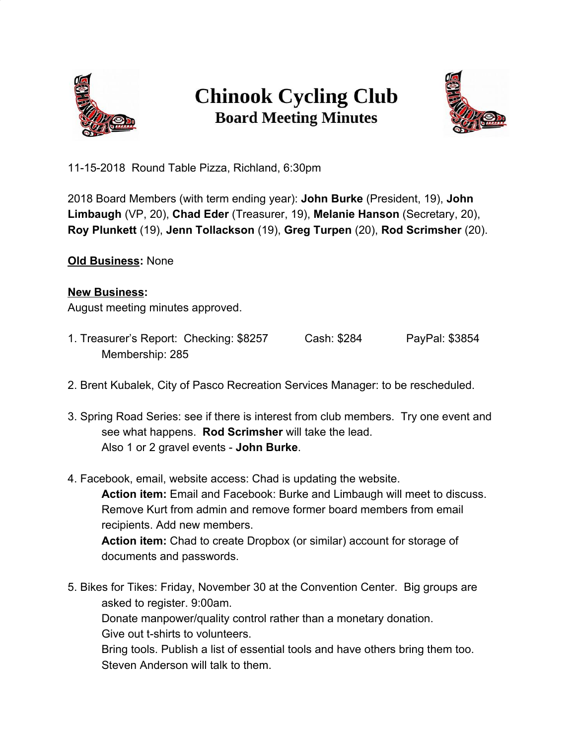# Chinook Cycling Club

## Board Meeting Minutes

11-15-2018 Round Table Pizza, Richland, 6:30pm

2018 Board Members (with term ending year): **John Burke** (President, 19), **John Limbaugh** (VP, 20), **Chad Eder** (Treasurer, 19), **Melanie Hanson** (Secretary, 20), **Roy Plunkett** (19), **Jenn Tollackson** (19), **Greg Turpen** (20), **Rod Scrimsher** (20).

**Old Business:** None

**New Business:**
August meeting minutes approved.

1. Treasurer's Report: Checking: $8257 Cash: $284 PayPal: $3854
   Membership: 285

2. Brent Kubalek, City of Pasco Recreation Services Manager: to be rescheduled.

3. Spring Road Series: see if there is interest from club members. Try one event and see what happens. **Rod Scrimsher** will take the lead.
   Also 1 or 2 gravel events - **John Burke**.

4. Facebook, email, website access: Chad is updating the website.
   **Action item:** Email and Facebook: Burke and Limbaugh will meet to discuss. Remove Kurt from admin and remove former board members from email recipients. Add new members.
   **Action item:** Chad to create Dropbox (or similar) account for storage of documents and passwords.

5. Bikes for Tikes: Friday, November 30 at the Convention Center. Big groups are asked to register. 9:00am.
   Donate manpower/quality control rather than a monetary donation.
   Give out t-shirts to volunteers.
   Bring tools. Publish a list of essential tools and have others bring them too.
   Steven Anderson will talk to them.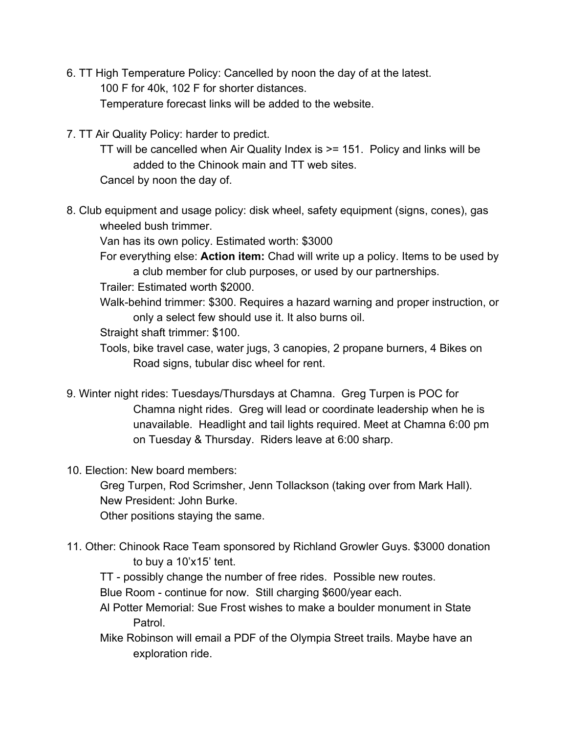6. TT High Temperature Policy: Cancelled by noon the day of at the latest.
    - 100 F for 40k, 102 F for shorter distances.
    - Temperature forecast links will be added to the website.

7. TT Air Quality Policy: harder to predict.
    - TT will be cancelled when Air Quality Index is >= 151. Policy and links will be added to the Chinook main and TT web sites.
    - Cancel by noon the day of.

8. Club equipment and usage policy: disk wheel, safety equipment (signs, cones), gas wheeled bush trimmer.
    - Van has its own policy. Estimated worth: $3000
    - For everything else: **Action item:** Chad will write up a policy. Items to be used by a club member for club purposes, or used by our partnerships.
    - Trailer: Estimated worth $2000.
    - Walk-behind trimmer: $300. Requires a hazard warning and proper instruction, or only a select few should use it. It also burns oil.
    - Straight shaft trimmer: $100.
    - Tools, bike travel case, water jugs, 3 canopies, 2 propane burners, 4 Bikes on Road signs, tubular disc wheel for rent.

9. Winter night rides: Tuesdays/Thursdays at Chamna. Greg Turpen is POC for Chamna night rides. Greg will lead or coordinate leadership when he is unavailable. Headlight and tail lights required. Meet at Chamna 6:00 pm on Tuesday & Thursday. Riders leave at 6:00 sharp.

10. Election: New board members:
    - Greg Turpen, Rod Scrimsher, Jenn Tollackson (taking over from Mark Hall).
    - New President: John Burke.
    - Other positions staying the same.

11. Other: Chinook Race Team sponsored by Richland Growler Guys. $3000 donation to buy a 10'x15' tent.
    - TT - possibly change the number of free rides. Possible new routes.
    - Blue Room - continue for now. Still charging $600/year each.
    - Al Potter Memorial: Sue Frost wishes to make a boulder monument in State Patrol.
    - Mike Robinson will email a PDF of the Olympia Street trails. Maybe have an exploration ride.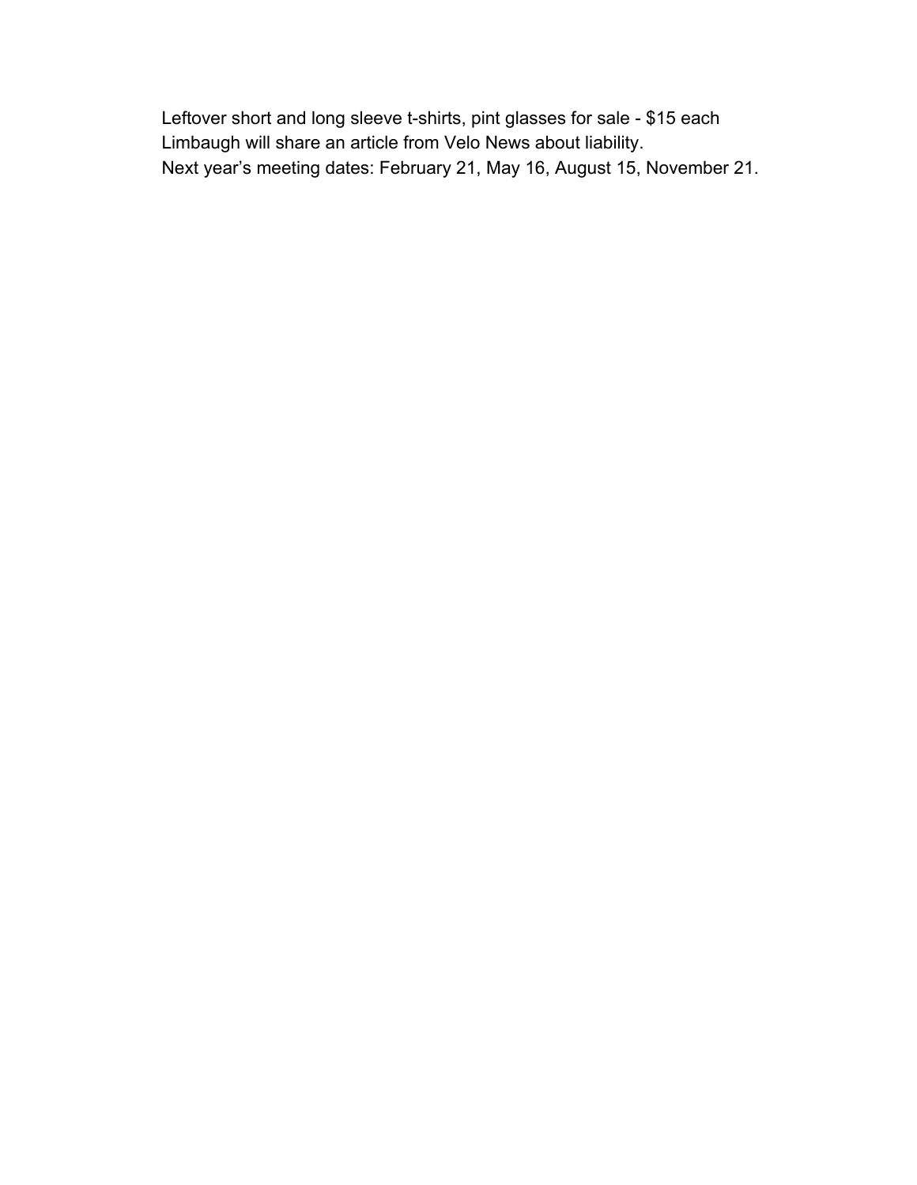Leftover short and long sleeve t-shirts, pint glasses for sale - $15 each
Limbaugh will share an article from Velo News about liability.
Next year's meeting dates: February 21, May 16, August 15, November 21.